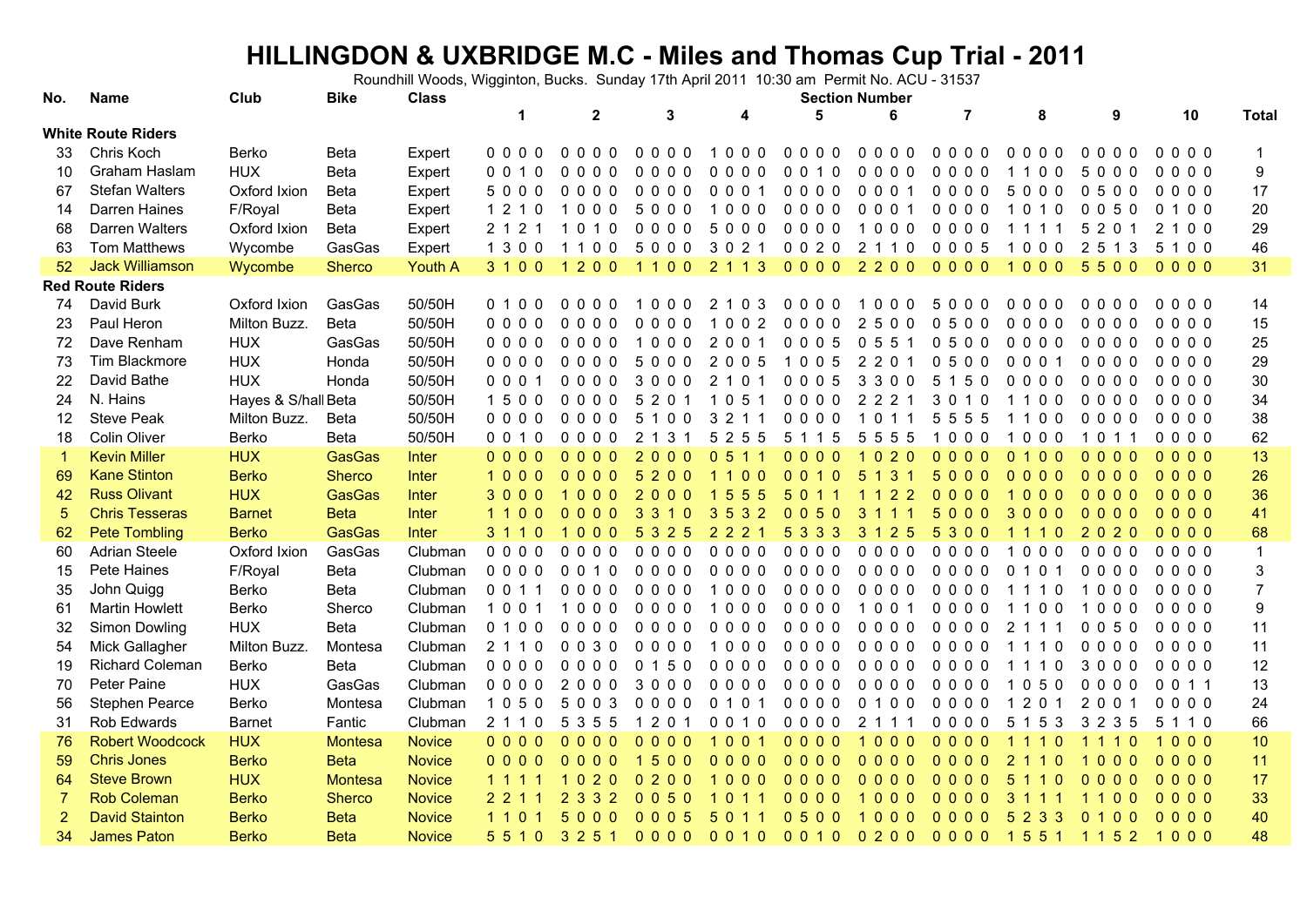# HILLINGDON & UXBRIDGE M.C - Miles and Thomas Cup Trial - 2011

Roundhill Woods, Wigginton, Bucks. Sunday 17th April 2011 10:30 am Permit No. ACU - 31537

| No. | Name | Club | Bike | Class | 1 | 2 | 3 | 4 | 5 | 6 | 7 | 8 | 9 | 10 | Total |
|---|---|---|---|---|---|---|---|---|---|---|---|---|---|---|---|
| | | | | | Section Number | | | | | | | | | | |
| **White Route Riders** | | | | | | | | | | | | | | | |
| 33 | Chris Koch | Berko | Beta | Expert | 0 0 0 0 | 0 0 0 0 | 0 0 0 0 | 1 0 0 0 | 0 0 0 0 | 0 0 0 0 | 0 0 0 0 | 0 0 0 0 | 0 0 0 0 | 0 0 0 0 | 1 |
| 10 | Graham Haslam | HUX | Beta | Expert | 0 0 1 0 | 0 0 0 0 | 0 0 0 0 | 0 0 0 0 | 0 0 1 0 | 0 0 0 0 | 0 0 0 0 | 1 1 0 0 | 5 0 0 0 | 0 0 0 0 | 9 |
| 67 | Stefan Walters | Oxford Ixion | Beta | Expert | 5 0 0 0 | 0 0 0 0 | 0 0 0 0 | 0 0 0 1 | 0 0 0 0 | 0 0 0 1 | 0 0 0 0 | 5 0 0 0 | 0 5 0 0 | 0 0 0 0 | 17 |
| 14 | Darren Haines | F/Royal | Beta | Expert | 1 2 1 0 | 1 0 0 0 | 5 0 0 0 | 1 0 0 0 | 0 0 0 0 | 0 0 0 1 | 0 0 0 0 | 1 0 1 0 | 0 0 5 0 | 0 1 0 0 | 20 |
| 68 | Darren Walters | Oxford Ixion | Beta | Expert | 2 1 2 1 | 1 0 1 0 | 0 0 0 0 | 5 0 0 0 | 0 0 0 0 | 1 0 0 0 | 0 0 0 0 | 1 1 1 1 | 5 2 0 1 | 2 1 0 0 | 29 |
| 63 | Tom Matthews | Wycombe | GasGas | Expert | 1 3 0 0 | 1 1 0 0 | 5 0 0 0 | 3 0 2 1 | 0 0 2 0 | 2 1 1 0 | 0 0 0 5 | 1 0 0 0 | 2 5 1 3 | 5 1 0 0 | 46 |
| 52 | Jack Williamson | Wycombe | Sherco | Youth A | 3 1 0 0 | 1 2 0 0 | 1 1 0 0 | 2 1 1 3 | 0 0 0 0 | 2 2 0 0 | 0 0 0 0 | 1 0 0 0 | 5 5 0 0 | 0 0 0 0 | 31 |
| **Red Route Riders** | | | | | | | | | | | | | | | |
| 74 | David Burk | Oxford Ixion | GasGas | 50/50H | 0 1 0 0 | 0 0 0 0 | 1 0 0 0 | 2 1 0 3 | 0 0 0 0 | 1 0 0 0 | 5 0 0 0 | 0 0 0 0 | 0 0 0 0 | 0 0 0 0 | 14 |
| 23 | Paul Heron | Milton Buzz. | Beta | 50/50H | 0 0 0 0 | 0 0 0 0 | 0 0 0 0 | 1 0 0 2 | 0 0 0 0 | 2 5 0 0 | 0 5 0 0 | 0 0 0 0 | 0 0 0 0 | 0 0 0 0 | 15 |
| 72 | Dave Renham | HUX | GasGas | 50/50H | 0 0 0 0 | 0 0 0 0 | 1 0 0 0 | 2 0 0 1 | 0 0 0 5 | 0 5 5 1 | 0 5 0 0 | 0 0 0 0 | 0 0 0 0 | 0 0 0 0 | 25 |
| 73 | Tim Blackmore | HUX | Honda | 50/50H | 0 0 0 0 | 0 0 0 0 | 5 0 0 0 | 2 0 0 5 | 1 0 0 5 | 2 2 0 1 | 0 5 0 0 | 0 0 0 1 | 0 0 0 0 | 0 0 0 0 | 29 |
| 22 | David Bathe | HUX | Honda | 50/50H | 0 0 0 1 | 0 0 0 0 | 3 0 0 0 | 2 1 0 1 | 0 0 0 5 | 3 3 0 0 | 5 1 5 0 | 0 0 0 0 | 0 0 0 0 | 0 0 0 0 | 30 |
| 24 | N. Hains | Hayes & S/hall | Beta | 50/50H | 1 5 0 0 | 0 0 0 0 | 5 2 0 1 | 1 0 5 1 | 0 0 0 0 | 2 2 2 1 | 3 0 1 0 | 1 1 0 0 | 0 0 0 0 | 0 0 0 0 | 34 |
| 12 | Steve Peak | Milton Buzz. | Beta | 50/50H | 0 0 0 0 | 0 0 0 0 | 5 1 0 0 | 3 2 1 1 | 0 0 0 0 | 1 0 1 1 | 5 5 5 5 | 1 1 0 0 | 0 0 0 0 | 0 0 0 0 | 38 |
| 18 | Colin Oliver | Berko | Beta | 50/50H | 0 0 1 0 | 0 0 0 0 | 2 1 3 1 | 5 2 5 5 | 5 1 1 5 | 5 5 5 5 | 1 0 0 0 | 1 0 0 0 | 1 0 1 1 | 0 0 0 0 | 62 |
| 1 | Kevin Miller | HUX | GasGas | Inter | 0 0 0 0 | 0 0 0 0 | 2 0 0 0 | 0 5 1 1 | 0 0 0 0 | 1 0 2 0 | 0 0 0 0 | 0 1 0 0 | 0 0 0 0 | 0 0 0 0 | 13 |
| 69 | Kane Stinton | Berko | Sherco | Inter | 1 0 0 0 | 0 0 0 0 | 5 2 0 0 | 1 1 0 0 | 0 0 1 0 | 5 1 3 1 | 5 0 0 0 | 0 0 0 0 | 0 0 0 0 | 0 0 0 0 | 26 |
| 42 | Russ Olivant | HUX | GasGas | Inter | 3 0 0 0 | 1 0 0 0 | 2 0 0 0 | 1 5 5 5 | 5 0 1 1 | 1 1 2 2 | 0 0 0 0 | 1 0 0 0 | 0 0 0 0 | 0 0 0 0 | 36 |
| 5 | Chris Tesseras | Barnet | Beta | Inter | 1 1 0 0 | 0 0 0 0 | 3 3 1 0 | 3 5 3 2 | 0 0 5 0 | 3 1 1 1 | 5 0 0 0 | 3 0 0 0 | 0 0 0 0 | 0 0 0 0 | 41 |
| 62 | Pete Tombling | Berko | GasGas | Inter | 3 1 1 0 | 1 0 0 0 | 5 3 2 5 | 2 2 2 1 | 5 3 3 3 | 3 1 2 5 | 5 3 0 0 | 1 1 1 0 | 2 0 2 0 | 0 0 0 0 | 68 |
| 60 | Adrian Steele | Oxford Ixion | GasGas | Clubman | 0 0 0 0 | 0 0 0 0 | 0 0 0 0 | 0 0 0 0 | 0 0 0 0 | 0 0 0 0 | 0 0 0 0 | 1 0 0 0 | 0 0 0 0 | 0 0 0 0 | 1 |
| 15 | Pete Haines | F/Royal | Beta | Clubman | 0 0 0 0 | 0 0 1 0 | 0 0 0 0 | 0 0 0 0 | 0 0 0 0 | 0 0 0 0 | 0 0 0 0 | 0 1 0 1 | 0 0 0 0 | 0 0 0 0 | 3 |
| 35 | John Quigg | Berko | Beta | Clubman | 0 0 1 1 | 0 0 0 0 | 0 0 0 0 | 1 0 0 0 | 0 0 0 0 | 0 0 0 0 | 0 0 0 0 | 1 1 1 0 | 1 0 0 0 | 0 0 0 0 | 7 |
| 61 | Martin Howlett | Berko | Sherco | Clubman | 1 0 0 1 | 1 0 0 0 | 0 0 0 0 | 1 0 0 0 | 0 0 0 0 | 1 0 0 1 | 0 0 0 0 | 1 1 0 0 | 1 0 0 0 | 0 0 0 0 | 9 |
| 32 | Simon Dowling | HUX | Beta | Clubman | 0 1 0 0 | 0 0 0 0 | 0 0 0 0 | 0 0 0 0 | 0 0 0 0 | 0 0 0 0 | 0 0 0 0 | 2 1 1 1 | 0 0 5 0 | 0 0 0 0 | 11 |
| 54 | Mick Gallagher | Milton Buzz. | Montesa | Clubman | 2 1 1 0 | 0 0 3 0 | 0 0 0 0 | 1 0 0 0 | 0 0 0 0 | 0 0 0 0 | 0 0 0 0 | 1 1 1 0 | 0 0 0 0 | 0 0 0 0 | 11 |
| 19 | Richard Coleman | Berko | Beta | Clubman | 0 0 0 0 | 0 0 0 0 | 0 1 5 0 | 0 0 0 0 | 0 0 0 0 | 0 0 0 0 | 0 0 0 0 | 1 1 1 0 | 3 0 0 0 | 0 0 0 0 | 12 |
| 70 | Peter Paine | HUX | GasGas | Clubman | 0 0 0 0 | 2 0 0 0 | 3 0 0 0 | 0 0 0 0 | 0 0 0 0 | 0 0 0 0 | 0 0 0 0 | 1 0 5 0 | 0 0 0 0 | 0 0 1 1 | 13 |
| 56 | Stephen Pearce | Berko | Montesa | Clubman | 1 0 5 0 | 5 0 0 3 | 0 0 0 0 | 0 1 0 1 | 0 0 0 0 | 0 1 0 0 | 0 0 0 0 | 1 2 0 1 | 2 0 0 1 | 0 0 0 0 | 24 |
| 31 | Rob Edwards | Barnet | Fantic | Clubman | 2 1 1 0 | 5 3 5 5 | 1 2 0 1 | 0 0 1 0 | 0 0 0 0 | 2 1 1 1 | 0 0 0 0 | 5 1 5 3 | 3 2 3 5 | 5 1 1 0 | 66 |
| 76 | Robert Woodcock | HUX | Montesa | Novice | 0 0 0 0 | 0 0 0 0 | 0 0 0 0 | 1 0 0 1 | 0 0 0 0 | 1 0 0 0 | 0 0 0 0 | 1 1 1 0 | 1 1 1 0 | 1 0 0 0 | 10 |
| 59 | Chris Jones | Berko | Beta | Novice | 0 0 0 0 | 0 0 0 0 | 1 5 0 0 | 0 0 0 0 | 0 0 0 0 | 0 0 0 0 | 0 0 0 0 | 2 1 1 0 | 1 0 0 0 | 0 0 0 0 | 11 |
| 64 | Steve Brown | HUX | Montesa | Novice | 1 1 1 1 | 1 0 2 0 | 0 2 0 0 | 1 0 0 0 | 0 0 0 0 | 0 0 0 0 | 0 0 0 0 | 5 1 1 0 | 0 0 0 0 | 0 0 0 0 | 17 |
| 7 | Rob Coleman | Berko | Sherco | Novice | 2 2 1 1 | 2 3 3 2 | 0 0 5 0 | 1 0 1 1 | 0 0 0 0 | 1 0 0 0 | 0 0 0 0 | 3 1 1 1 | 1 1 0 0 | 0 0 0 0 | 33 |
| 2 | David Stainton | Berko | Beta | Novice | 1 1 0 1 | 5 0 0 0 | 0 0 0 5 | 5 0 1 1 | 0 5 0 0 | 1 0 0 0 | 0 0 0 0 | 5 2 3 3 | 0 1 0 0 | 0 0 0 0 | 40 |
| 34 | James Paton | Berko | Beta | Novice | 5 5 1 0 | 3 2 5 1 | 0 0 0 0 | 0 0 1 0 | 0 0 1 0 | 0 2 0 0 | 0 0 0 0 | 1 5 5 1 | 1 1 5 2 | 1 0 0 0 | 48 |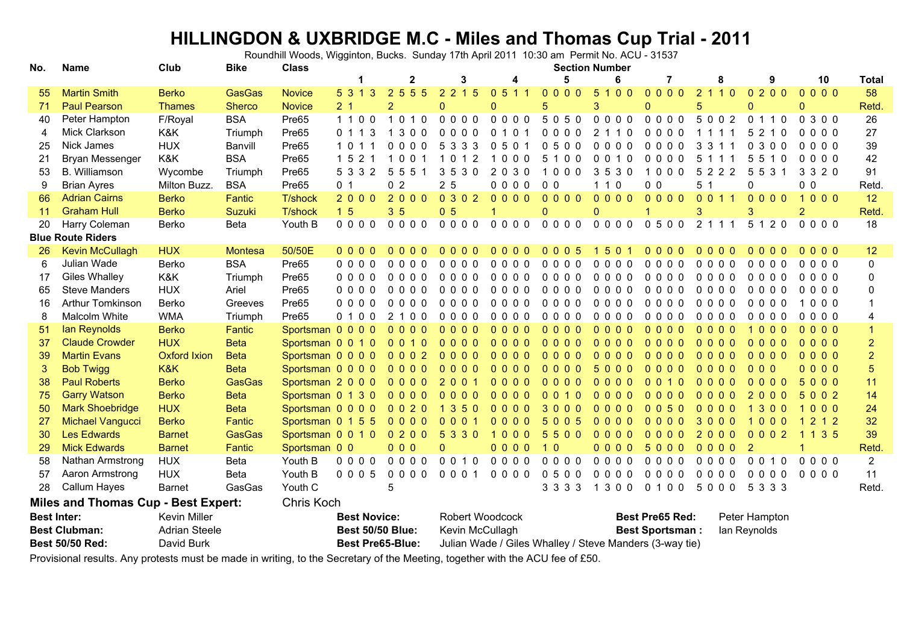# HILLINGDON & UXBRIDGE M.C - Miles and Thomas Cup Trial - 2011

Roundhill Woods, Wigginton, Bucks. Sunday 17th April 2011 10:30 am Permit No. ACU - 31537

| No. | Name | Club | Bike | Class | Section Number 1 | 2 | 3 | 4 | 5 | 6 | 7 | 8 | 9 | 10 | Total |
|---|---|---|---|---|---|---|---|---|---|---|---|---|---|---|---|
| 55 | Martin Smith | Berko | GasGas | Novice | 5 3 1 3 | 2 5 5 5 | 2 2 1 5 | 0 5 1 1 | 0 0 0 0 | 5 1 0 0 | 0 0 0 0 | 2 1 1 0 | 0 2 0 0 | 0 0 0 0 | 58 |
| 71 | Paul Pearson | Thames | Sherco | Novice | 2 1 | 2 | 0 | 0 | 5 | 3 | 0 | 5 | 0 | 0 | Retd. |
| 40 | Peter Hampton | F/Royal | BSA | Pre65 | 1 1 0 0 | 1 0 1 0 | 0 0 0 0 | 0 0 0 0 | 5 0 5 0 | 0 0 0 0 | 0 0 0 0 | 5 0 0 2 | 0 1 1 0 | 0 3 0 0 | 26 |
| 4 | Mick Clarkson | K&K | Triumph | Pre65 | 0 1 1 3 | 1 3 0 0 | 0 0 0 0 | 0 1 0 1 | 0 0 0 0 | 2 1 1 0 | 0 0 0 0 | 1 1 1 1 | 5 2 1 0 | 0 0 0 0 | 27 |
| 25 | Nick James | HUX | Banvill | Pre65 | 1 0 1 1 | 0 0 0 0 | 5 3 3 3 | 0 5 0 1 | 0 5 0 0 | 0 0 0 0 | 0 0 0 0 | 3 3 1 1 | 0 3 0 0 | 0 0 0 0 | 39 |
| 21 | Bryan Messenger | K&K | BSA | Pre65 | 1 5 2 1 | 1 0 0 1 | 1 0 1 2 | 1 0 0 0 | 5 1 0 0 | 0 0 1 0 | 0 0 0 0 | 5 1 1 1 | 5 5 1 0 | 0 0 0 0 | 42 |
| 53 | B. Williamson | Wycombe | Triumph | Pre65 | 5 3 3 2 | 5 5 5 1 | 3 5 3 0 | 2 0 3 0 | 1 0 0 0 | 3 5 3 0 | 1 0 0 0 | 5 2 2 2 | 5 5 3 1 | 3 3 2 0 | 91 |
| 9 | Brian Ayres | Milton Buzz. | BSA | Pre65 | 0 1 | 0 2 | 2 5 | 0 0 0 0 | 0 0 | 1 1 0 | 0 0 | 5 1 | 0 | 0 0 | Retd. |
| 66 | Adrian Cairns | Berko | Fantic | T/shock | 2 0 0 0 | 2 0 0 0 | 0 3 0 2 | 0 0 0 0 | 0 0 0 0 | 0 0 0 0 | 0 0 0 0 | 0 0 1 1 | 0 0 0 0 | 1 0 0 0 | 12 |
| 11 | Graham Hull | Berko | Suzuki | T/shock | 1 5 | 3 5 | 0 5 | 1 | 0 | 0 | 1 | 3 | 3 | 2 | Retd. |
| 20 | Harry Coleman | Berko | Beta | Youth B | 0 0 0 0 | 0 0 0 0 | 0 0 0 0 | 0 0 0 0 | 0 0 0 0 | 0 0 0 0 | 0 5 0 0 | 2 1 1 1 | 5 1 2 0 | 0 0 0 0 | 18 |
| **Blue Route Riders** | | | | | | | | | | | | | | | |
| 26 | Kevin McCullagh | HUX | Montesa | 50/50E | 0 0 0 0 | 0 0 0 0 | 0 0 0 0 | 0 0 0 0 | 0 0 0 5 | 1 5 0 1 | 0 0 0 0 | 0 0 0 0 | 0 0 0 0 | 0 0 0 0 | 12 |
| 6 | Julian Wade | Berko | BSA | Pre65 | 0 0 0 0 | 0 0 0 0 | 0 0 0 0 | 0 0 0 0 | 0 0 0 0 | 0 0 0 0 | 0 0 0 0 | 0 0 0 0 | 0 0 0 0 | 0 0 0 0 | 0 |
| 17 | Giles Whalley | K&K | Triumph | Pre65 | 0 0 0 0 | 0 0 0 0 | 0 0 0 0 | 0 0 0 0 | 0 0 0 0 | 0 0 0 0 | 0 0 0 0 | 0 0 0 0 | 0 0 0 0 | 0 0 0 0 | 0 |
| 65 | Steve Manders | HUX | Ariel | Pre65 | 0 0 0 0 | 0 0 0 0 | 0 0 0 0 | 0 0 0 0 | 0 0 0 0 | 0 0 0 0 | 0 0 0 0 | 0 0 0 0 | 0 0 0 0 | 0 0 0 0 | 0 |
| 16 | Arthur Tomkinson | Berko | Greeves | Pre65 | 0 0 0 0 | 0 0 0 0 | 0 0 0 0 | 0 0 0 0 | 0 0 0 0 | 0 0 0 0 | 0 0 0 0 | 0 0 0 0 | 0 0 0 0 | 1 0 0 0 | 1 |
| 8 | Malcolm White | WMA | Triumph | Pre65 | 0 1 0 0 | 2 1 0 0 | 0 0 0 0 | 0 0 0 0 | 0 0 0 0 | 0 0 0 0 | 0 0 0 0 | 0 0 0 0 | 0 0 0 0 | 0 0 0 0 | 4 |
| 51 | Ian Reynolds | Berko | Fantic | Sportsman | 0 0 0 0 | 0 0 0 0 | 0 0 0 0 | 0 0 0 0 | 0 0 0 0 | 0 0 0 0 | 0 0 0 0 | 0 0 0 0 | 1 0 0 0 | 0 0 0 0 | 1 |
| 37 | Claude Crowder | HUX | Beta | Sportsman | 0 0 1 0 | 0 0 1 0 | 0 0 0 0 | 0 0 0 0 | 0 0 0 0 | 0 0 0 0 | 0 0 0 0 | 0 0 0 0 | 0 0 0 0 | 0 0 0 0 | 2 |
| 39 | Martin Evans | Oxford Ixion | Beta | Sportsman | 0 0 0 0 | 0 0 0 2 | 0 0 0 0 | 0 0 0 0 | 0 0 0 0 | 0 0 0 0 | 0 0 0 0 | 0 0 0 0 | 0 0 0 0 | 0 0 0 0 | 2 |
| 3 | Bob Twigg | K&K | Beta | Sportsman | 0 0 0 0 | 0 0 0 0 | 0 0 0 0 | 0 0 0 0 | 0 0 0 0 | 5 0 0 0 | 0 0 0 0 | 0 0 0 0 | 0 0 0 | 0 0 0 0 | 5 |
| 38 | Paul Roberts | Berko | GasGas | Sportsman | 2 0 0 0 | 0 0 0 0 | 2 0 0 1 | 0 0 0 0 | 0 0 0 0 | 0 0 0 0 | 0 0 1 0 | 0 0 0 0 | 0 0 0 0 | 5 0 0 0 | 11 |
| 75 | Garry Watson | Berko | Beta | Sportsman | 0 1 3 0 | 0 0 0 0 | 0 0 0 0 | 0 0 0 0 | 0 0 1 0 | 0 0 0 0 | 0 0 0 0 | 0 0 0 0 | 2 0 0 0 | 5 0 0 2 | 14 |
| 50 | Mark Shoebridge | HUX | Beta | Sportsman | 0 0 0 0 | 0 0 2 0 | 1 3 5 0 | 0 0 0 0 | 3 0 0 0 | 0 0 0 0 | 0 0 5 0 | 0 0 0 0 | 1 3 0 0 | 1 0 0 0 | 24 |
| 27 | Michael Vangucci | Berko | Fantic | Sportsman | 0 1 5 5 | 0 0 0 0 | 0 0 0 1 | 0 0 0 0 | 5 0 0 5 | 0 0 0 0 | 0 0 0 0 | 3 0 0 0 | 1 0 0 0 | 1 2 1 2 | 32 |
| 30 | Les Edwards | Barnet | GasGas | Sportsman | 0 0 1 0 | 0 2 0 0 | 5 3 3 0 | 1 0 0 0 | 5 5 0 0 | 0 0 0 0 | 0 0 0 0 | 2 0 0 0 | 0 0 0 2 | 1 1 3 5 | 39 |
| 29 | Mick Edwards | Barnet | Fantic | Sportsman | 0 0 | 0 0 0 | 0 | 0 0 0 0 | 1 0 | 0 0 0 0 | 5 0 0 0 | 0 0 0 0 | 2 | 1 | Retd. |
| 58 | Nathan Armstrong | HUX | Beta | Youth B | 0 0 0 0 | 0 0 0 0 | 0 0 1 0 | 0 0 0 0 | 0 0 0 0 | 0 0 0 0 | 0 0 0 0 | 0 0 0 0 | 0 0 1 0 | 0 0 0 0 | 2 |
| 57 | Aaron Armstrong | HUX | Beta | Youth B | 0 0 0 5 | 0 0 0 0 | 0 0 0 1 | 0 0 0 0 | 0 5 0 0 | 0 0 0 0 | 0 0 0 0 | 0 0 0 0 | 0 0 0 0 | 0 0 0 0 | 11 |
| 28 | Callum Hayes | Barnet | GasGas | Youth C | | 5 | | | 3 3 3 3 | 1 3 0 0 | 0 1 0 0 | 5 0 0 0 | 5 3 3 3 | | Retd. |

**Miles and Thomas Cup - Best Expert:** Chris Koch

| | | | | | |
|---|---|---|---|---|---|
| **Best Inter:** | Kevin Miller | **Best Novice:** | Robert Woodcock | **Best Pre65 Red:** | Peter Hampton |
| **Best Clubman:** | Adrian Steele | **Best 50/50 Blue:** | Kevin McCullagh | **Best Sportsman :** | Ian Reynolds |
| **Best 50/50 Red:** | David Burk | **Best Pre65-Blue:** | Julian Wade / Giles Whalley / Steve Manders (3-way tie) | | |

Provisional results. Any protests must be made in writing, to the Secretary of the Meeting, together with the ACU fee of £50.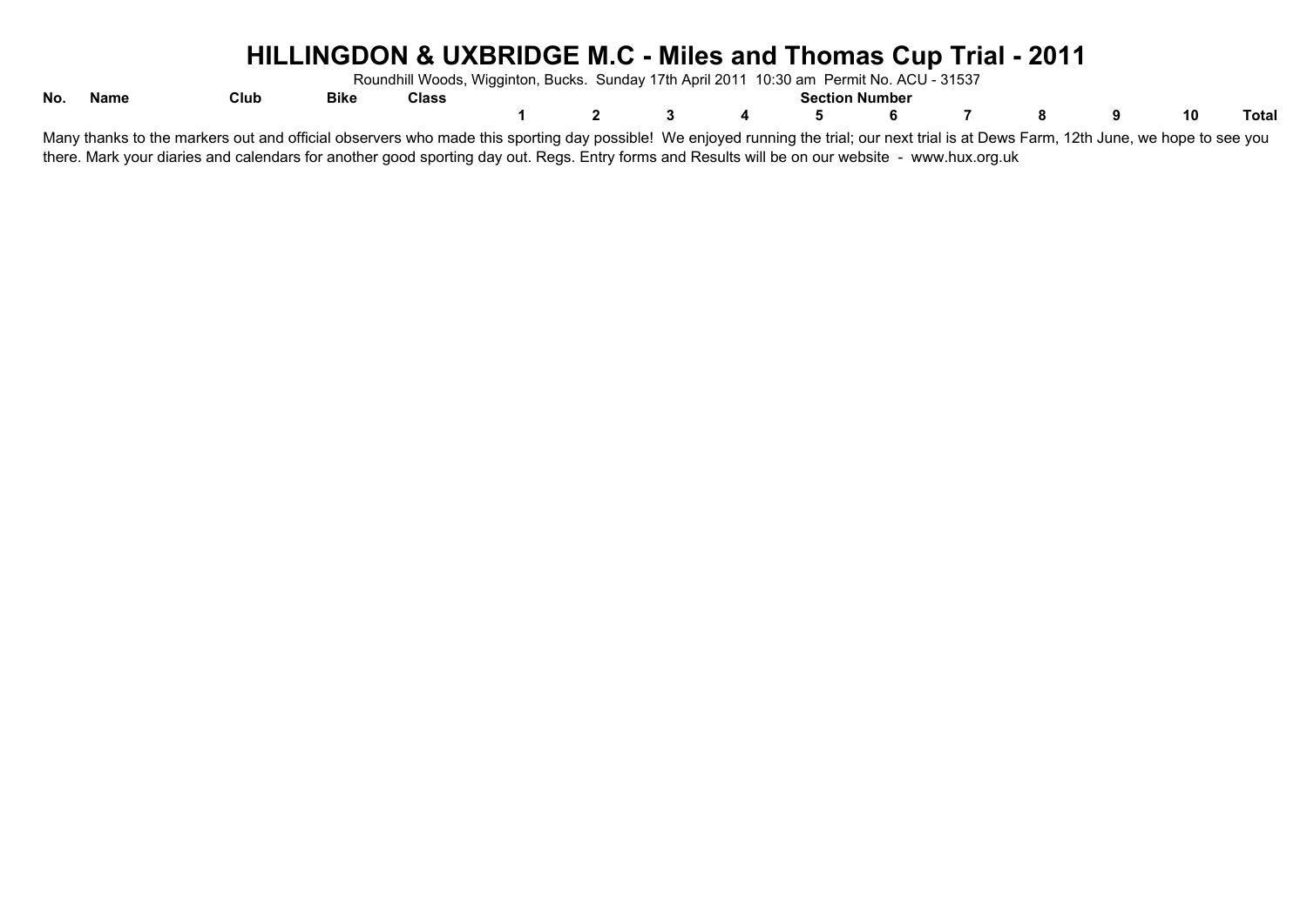# HILLINGDON & UXBRIDGE M.C - Miles and Thomas Cup Trial - 2011

Roundhill Woods, Wigginton, Bucks. Sunday 17th April 2011 10:30 am Permit No. ACU - 31537

| No. | Name | Club | Bike | Class | Section Number | | | | | | | | | | |
|---|---|---|---|---|---|---|---|---|---|---|---|---|---|---|---|
| | | | | | 1 | 2 | 3 | 4 | 5 | 6 | 7 | 8 | 9 | 10 | Total |

Many thanks to the markers out and official observers who made this sporting day possible! We enjoyed running the trial; our next trial is at Dews Farm, 12th June, we hope to see you there. Mark your diaries and calendars for another good sporting day out. Regs. Entry forms and Results will be on our website - www.hux.org.uk